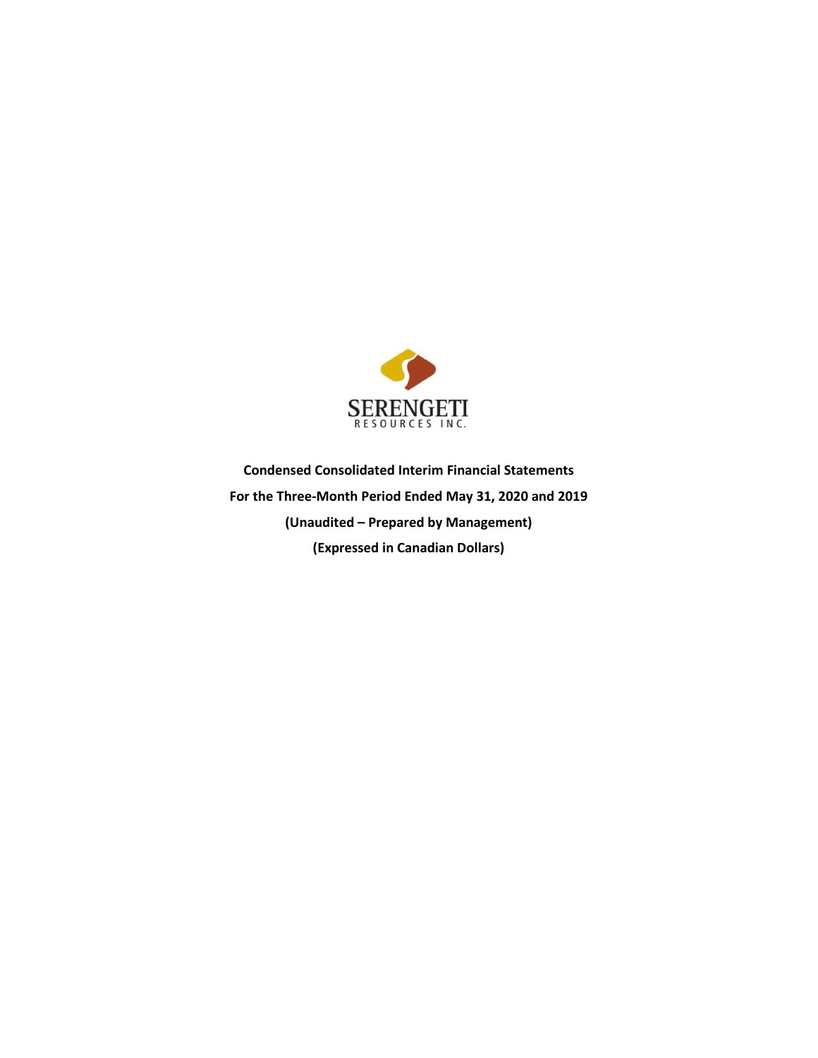SERENGETI
RESOURCES INC.

**Condensed Consolidated Interim Financial Statements**

**For the Three-Month Period Ended May 31, 2020 and 2019**

**(Unaudited – Prepared by Management)**

**(Expressed in Canadian Dollars)**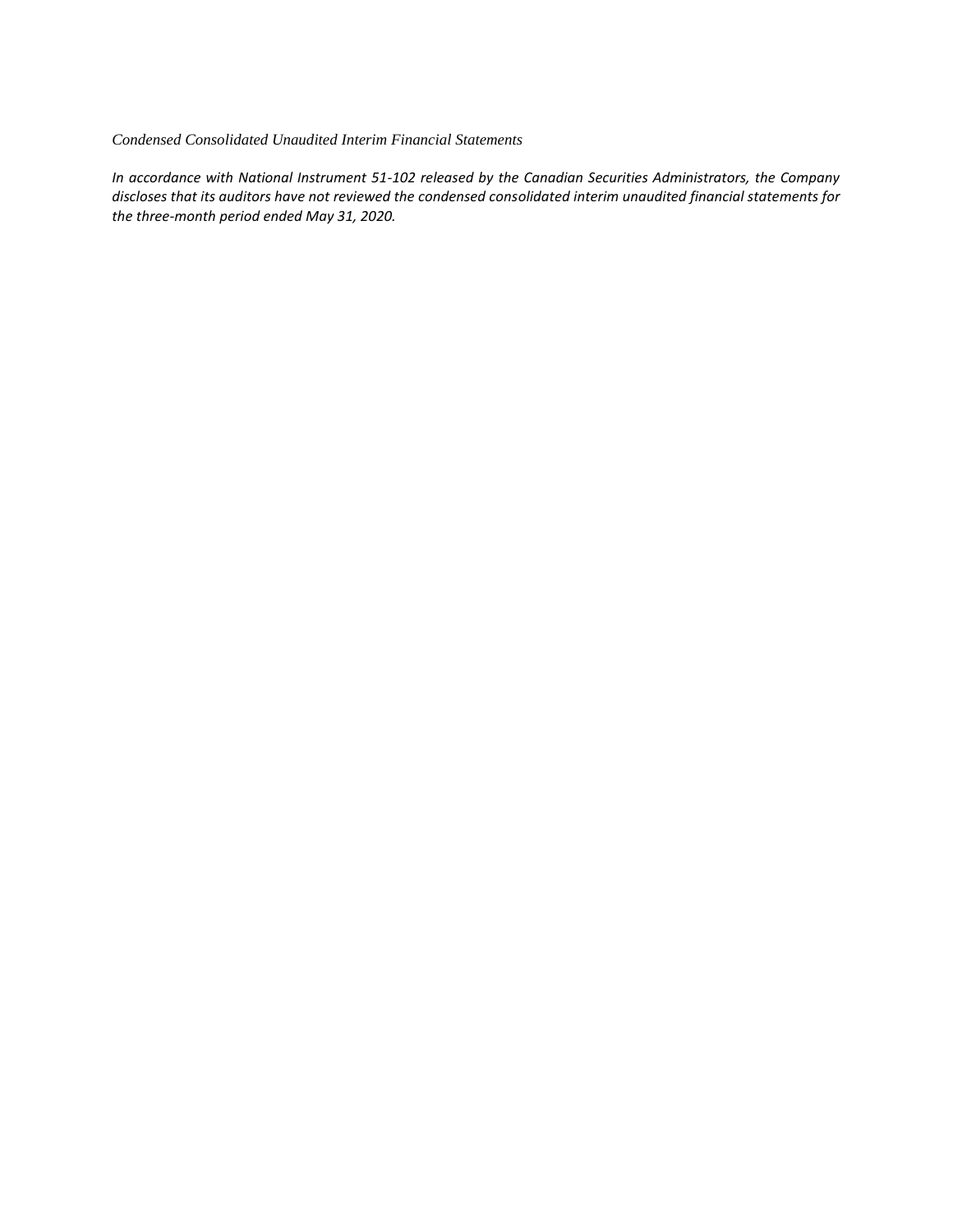*Condensed Consolidated Unaudited Interim Financial Statements*

*In accordance with National Instrument 51-102 released by the Canadian Securities Administrators, the Company discloses that its auditors have not reviewed the condensed consolidated interim unaudited financial statements for the three-month period ended May 31, 2020.*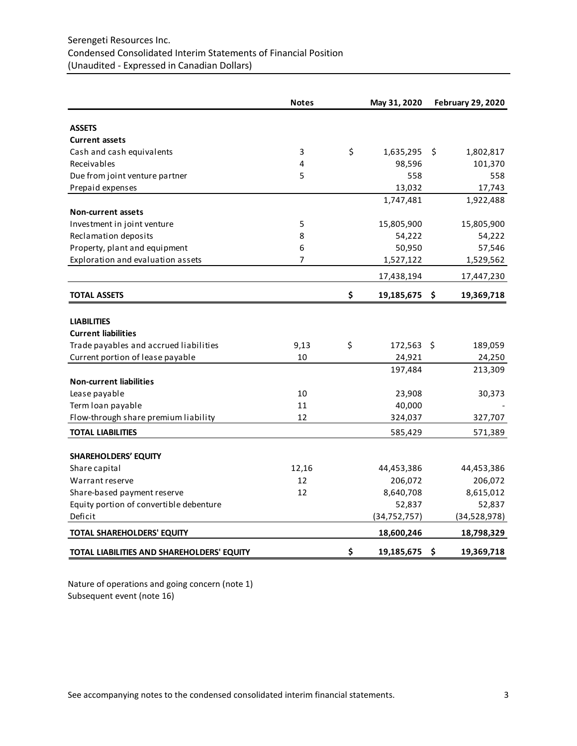Serengeti Resources Inc.
Condensed Consolidated Interim Statements of Financial Position
(Unaudited - Expressed in Canadian Dollars)

| | Notes | May 31, 2020 | February 29, 2020 |
|---|---|---|---|
| **ASSETS** | | | |
| **Current assets** | | | |
| Cash and cash equivalents | 3 | $ 1,635,295 | $ 1,802,817 |
| Receivables | 4 | 98,596 | 101,370 |
| Due from joint venture partner | 5 | 558 | 558 |
| Prepaid expenses | | 13,032 | 17,743 |
| | | 1,747,481 | 1,922,488 |
| **Non-current assets** | | | |
| Investment in joint venture | 5 | 15,805,900 | 15,805,900 |
| Reclamation deposits | 8 | 54,222 | 54,222 |
| Property, plant and equipment | 6 | 50,950 | 57,546 |
| Exploration and evaluation assets | 7 | 1,527,122 | 1,529,562 |
| | | 17,438,194 | 17,447,230 |
| **TOTAL ASSETS** | | **$ 19,185,675** | **$ 19,369,718** |
| **LIABILITIES** | | | |
| **Current liabilities** | | | |
| Trade payables and accrued liabilities | 9,13 | $ 172,563 | $ 189,059 |
| Current portion of lease payable | 10 | 24,921 | 24,250 |
| | | 197,484 | 213,309 |
| **Non-current liabilities** | | | |
| Lease payable | 10 | 23,908 | 30,373 |
| Term loan payable | 11 | 40,000 | - |
| Flow-through share premium liability | 12 | 324,037 | 327,707 |
| **TOTAL LIABILITIES** | | 585,429 | 571,389 |
| **SHAREHOLDERS' EQUITY** | | | |
| Share capital | 12,16 | 44,453,386 | 44,453,386 |
| Warrant reserve | 12 | 206,072 | 206,072 |
| Share-based payment reserve | 12 | 8,640,708 | 8,615,012 |
| Equity portion of convertible debenture | | 52,837 | 52,837 |
| Deficit | | (34,752,757) | (34,528,978) |
| **TOTAL SHAREHOLDERS' EQUITY** | | **18,600,246** | **18,798,329** |
| **TOTAL LIABILITIES AND SHAREHOLDERS' EQUITY** | | **$ 19,185,675** | **$ 19,369,718** |

Nature of operations and going concern (note 1)
Subsequent event (note 16)

See accompanying notes to the condensed consolidated interim financial statements.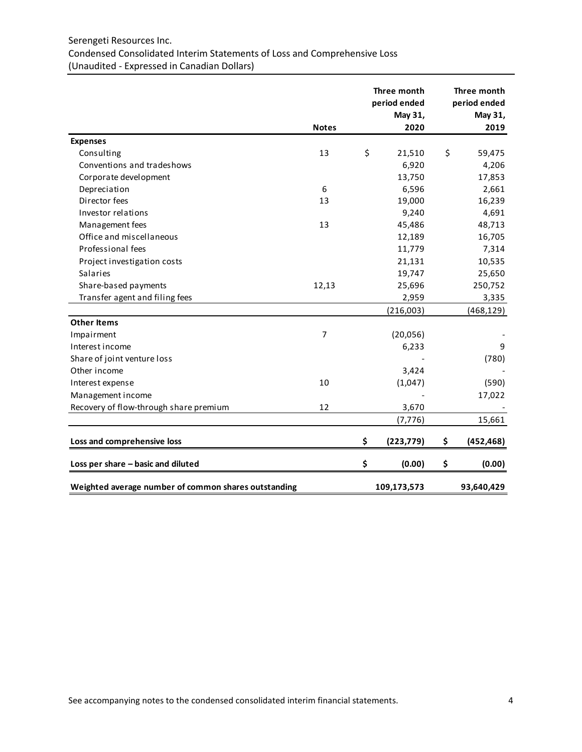Serengeti Resources Inc.
Condensed Consolidated Interim Statements of Loss and Comprehensive Loss
(Unaudited - Expressed in Canadian Dollars)

| | Notes | Three month period ended May 31, 2020 | Three month period ended May 31, 2019 |
|---|---|---|---|
| **Expenses** | | | |
| Consulting | 13 | $ 21,510 | $ 59,475 |
| Conventions and tradeshows | | 6,920 | 4,206 |
| Corporate development | | 13,750 | 17,853 |
| Depreciation | 6 | 6,596 | 2,661 |
| Director fees | 13 | 19,000 | 16,239 |
| Investor relations | | 9,240 | 4,691 |
| Management fees | 13 | 45,486 | 48,713 |
| Office and miscellaneous | | 12,189 | 16,705 |
| Professional fees | | 11,779 | 7,314 |
| Project investigation costs | | 21,131 | 10,535 |
| Salaries | | 19,747 | 25,650 |
| Share-based payments | 12,13 | 25,696 | 250,752 |
| Transfer agent and filing fees | | 2,959 | 3,335 |
| | | (216,003) | (468,129) |
| **Other Items** | | | |
| Impairment | 7 | (20,056) | - |
| Interest income | | 6,233 | 9 |
| Share of joint venture loss | | - | (780) |
| Other income | | 3,424 | - |
| Interest expense | 10 | (1,047) | (590) |
| Management income | | - | 17,022 |
| Recovery of flow-through share premium | 12 | 3,670 | - |
| | | (7,776) | 15,661 |
| **Loss and comprehensive loss** | | **$ (223,779)** | **$ (452,468)** |
| **Loss per share – basic and diluted** | | **$ (0.00)** | **$ (0.00)** |
| **Weighted average number of common shares outstanding** | | **109,173,573** | **93,640,429** |

See accompanying notes to the condensed consolidated interim financial statements.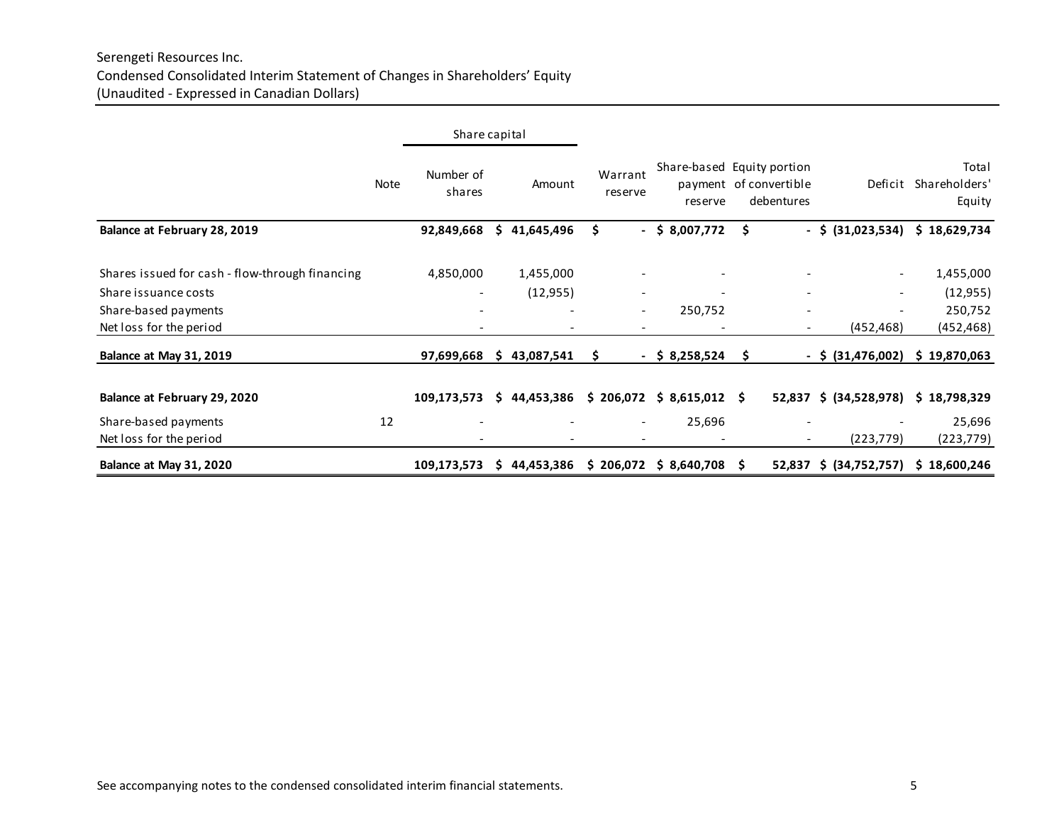Serengeti Resources Inc.
Condensed Consolidated Interim Statement of Changes in Shareholders' Equity
(Unaudited - Expressed in Canadian Dollars)

| | Note | Share capital | | Warrant reserve | Share-based payment reserve | Equity portion of convertible debentures | Deficit | Total Shareholders' Equity |
|---|---|---|---|---|---|---|---|---|
| | | Number of shares | Amount | | | | | |
| **Balance at February 28, 2019** | | **92,849,668** | **$ 41,645,496** | **$ -** | **$ 8,007,772** | **$ -** | **$ (31,023,534)** | **$ 18,629,734** |
| Shares issued for cash - flow-through financing | | 4,850,000 | 1,455,000 | - | - | - | - | 1,455,000 |
| Share issuance costs | | - | (12,955) | - | - | - | - | (12,955) |
| Share-based payments | | - | - | - | 250,752 | - | - | 250,752 |
| Net loss for the period | | - | - | - | - | - | (452,468) | (452,468) |
| **Balance at May 31, 2019** | | **97,699,668** | **$ 43,087,541** | **$ -** | **$ 8,258,524** | **$ -** | **$ (31,476,002)** | **$ 19,870,063** |
| **Balance at February 29, 2020** | | **109,173,573** | **$ 44,453,386** | **$ 206,072** | **$ 8,615,012** | **$ 52,837** | **$ (34,528,978)** | **$ 18,798,329** |
| Share-based payments | 12 | - | - | - | 25,696 | - | - | 25,696 |
| Net loss for the period | | - | - | - | - | - | (223,779) | (223,779) |
| **Balance at May 31, 2020** | | **109,173,573** | **$ 44,453,386** | **$ 206,072** | **$ 8,640,708** | **$ 52,837** | **$ (34,752,757)** | **$ 18,600,246** |

See accompanying notes to the condensed consolidated interim financial statements.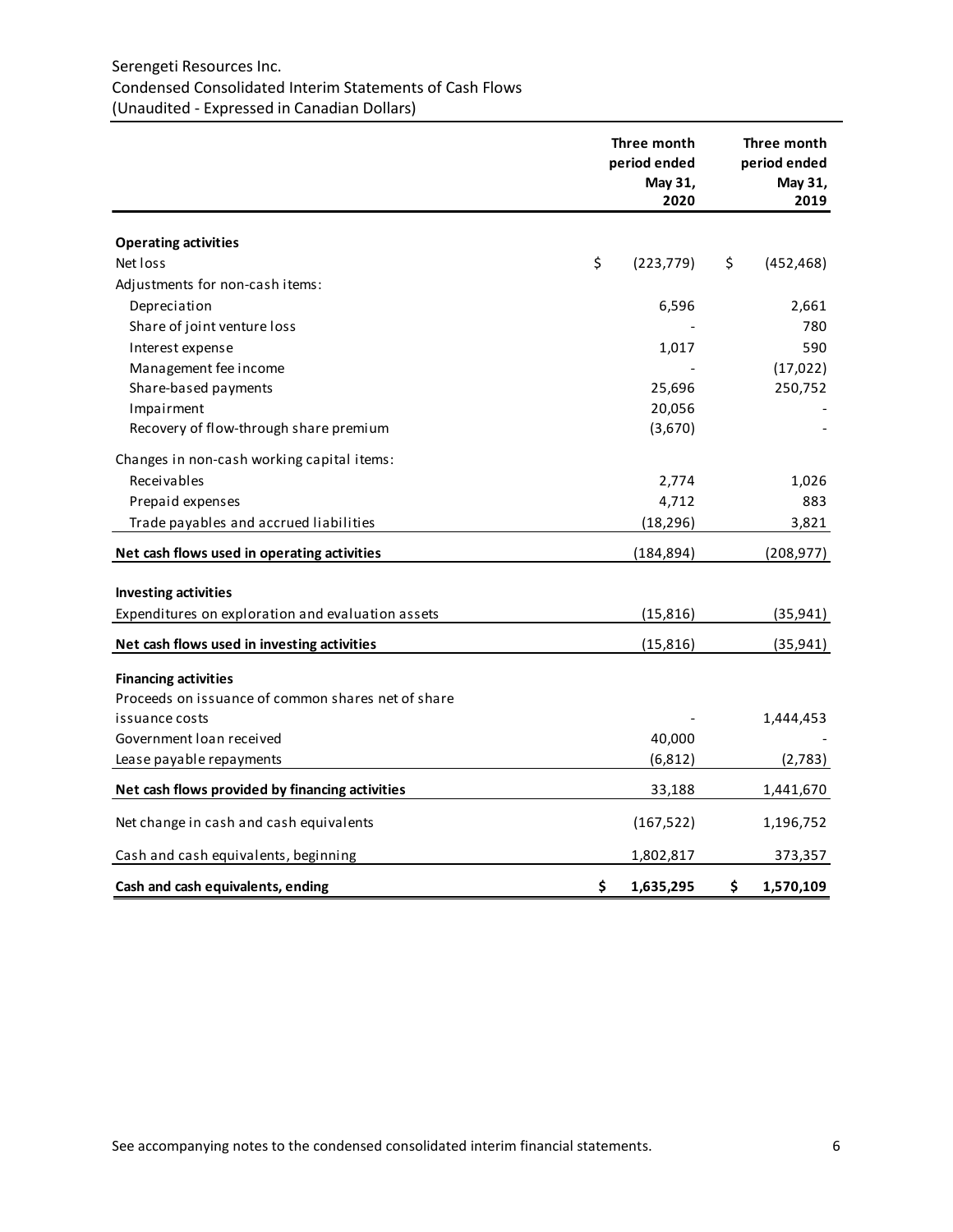Serengeti Resources Inc.
Condensed Consolidated Interim Statements of Cash Flows
(Unaudited - Expressed in Canadian Dollars)

| | Three month period ended May 31, 2020 | Three month period ended May 31, 2019 |
|---|---|---|
| **Operating activities** | | |
| Net loss | $ (223,779) | $ (452,468) |
| Adjustments for non-cash items: | | |
| Depreciation | 6,596 | 2,661 |
| Share of joint venture loss | - | 780 |
| Interest expense | 1,017 | 590 |
| Management fee income | - | (17,022) |
| Share-based payments | 25,696 | 250,752 |
| Impairment | 20,056 | - |
| Recovery of flow-through share premium | (3,670) | - |
| Changes in non-cash working capital items: | | |
| Receivables | 2,774 | 1,026 |
| Prepaid expenses | 4,712 | 883 |
| Trade payables and accrued liabilities | (18,296) | 3,821 |
| **Net cash flows used in operating activities** | (184,894) | (208,977) |
| **Investing activities** | | |
| Expenditures on exploration and evaluation assets | (15,816) | (35,941) |
| **Net cash flows used in investing activities** | (15,816) | (35,941) |
| **Financing activities** | | |
| Proceeds on issuance of common shares net of share issuance costs | - | 1,444,453 |
| Government loan received | 40,000 | - |
| Lease payable repayments | (6,812) | (2,783) |
| **Net cash flows provided by financing activities** | 33,188 | 1,441,670 |
| Net change in cash and cash equivalents | (167,522) | 1,196,752 |
| Cash and cash equivalents, beginning | 1,802,817 | 373,357 |
| **Cash and cash equivalents, ending** | **$ 1,635,295** | **$ 1,570,109** |

See accompanying notes to the condensed consolidated interim financial statements.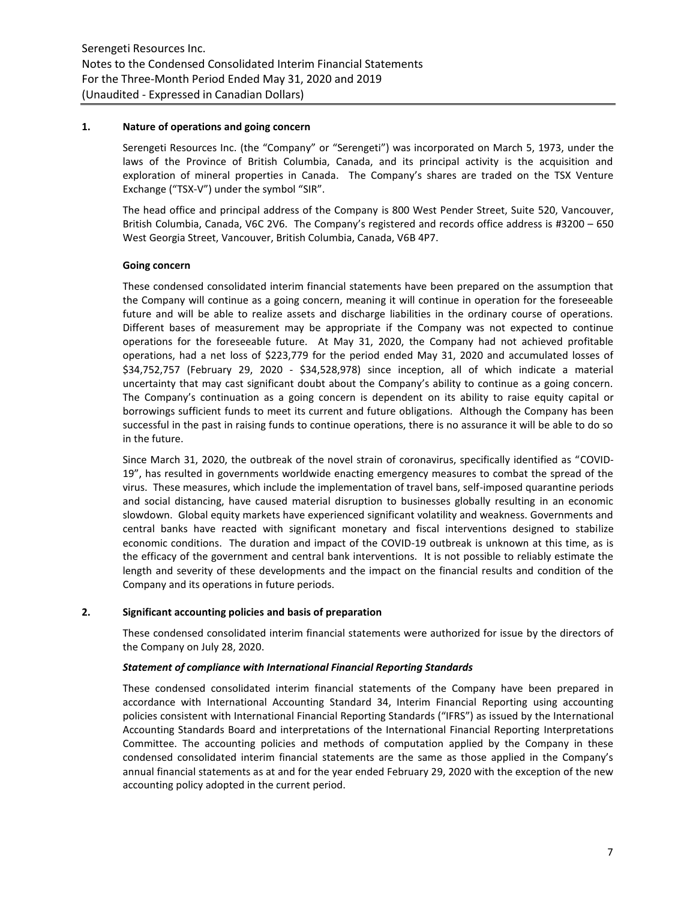## 1. Nature of operations and going concern

Serengeti Resources Inc. (the "Company" or "Serengeti") was incorporated on March 5, 1973, under the laws of the Province of British Columbia, Canada, and its principal activity is the acquisition and exploration of mineral properties in Canada. The Company's shares are traded on the TSX Venture Exchange ("TSX-V") under the symbol "SIR".

The head office and principal address of the Company is 800 West Pender Street, Suite 520, Vancouver, British Columbia, Canada, V6C 2V6. The Company's registered and records office address is #3200 – 650 West Georgia Street, Vancouver, British Columbia, Canada, V6B 4P7.

### Going concern

These condensed consolidated interim financial statements have been prepared on the assumption that the Company will continue as a going concern, meaning it will continue in operation for the foreseeable future and will be able to realize assets and discharge liabilities in the ordinary course of operations. Different bases of measurement may be appropriate if the Company was not expected to continue operations for the foreseeable future. At May 31, 2020, the Company had not achieved profitable operations, had a net loss of $223,779 for the period ended May 31, 2020 and accumulated losses of $34,752,757 (February 29, 2020 - $34,528,978) since inception, all of which indicate a material uncertainty that may cast significant doubt about the Company's ability to continue as a going concern. The Company's continuation as a going concern is dependent on its ability to raise equity capital or borrowings sufficient funds to meet its current and future obligations. Although the Company has been successful in the past in raising funds to continue operations, there is no assurance it will be able to do so in the future.

Since March 31, 2020, the outbreak of the novel strain of coronavirus, specifically identified as "COVID-19", has resulted in governments worldwide enacting emergency measures to combat the spread of the virus. These measures, which include the implementation of travel bans, self-imposed quarantine periods and social distancing, have caused material disruption to businesses globally resulting in an economic slowdown. Global equity markets have experienced significant volatility and weakness. Governments and central banks have reacted with significant monetary and fiscal interventions designed to stabilize economic conditions. The duration and impact of the COVID-19 outbreak is unknown at this time, as is the efficacy of the government and central bank interventions. It is not possible to reliably estimate the length and severity of these developments and the impact on the financial results and condition of the Company and its operations in future periods.

## 2. Significant accounting policies and basis of preparation

These condensed consolidated interim financial statements were authorized for issue by the directors of the Company on July 28, 2020.

### *Statement of compliance with International Financial Reporting Standards*

These condensed consolidated interim financial statements of the Company have been prepared in accordance with International Accounting Standard 34, Interim Financial Reporting using accounting policies consistent with International Financial Reporting Standards ("IFRS") as issued by the International Accounting Standards Board and interpretations of the International Financial Reporting Interpretations Committee. The accounting policies and methods of computation applied by the Company in these condensed consolidated interim financial statements are the same as those applied in the Company's annual financial statements as at and for the year ended February 29, 2020 with the exception of the new accounting policy adopted in the current period.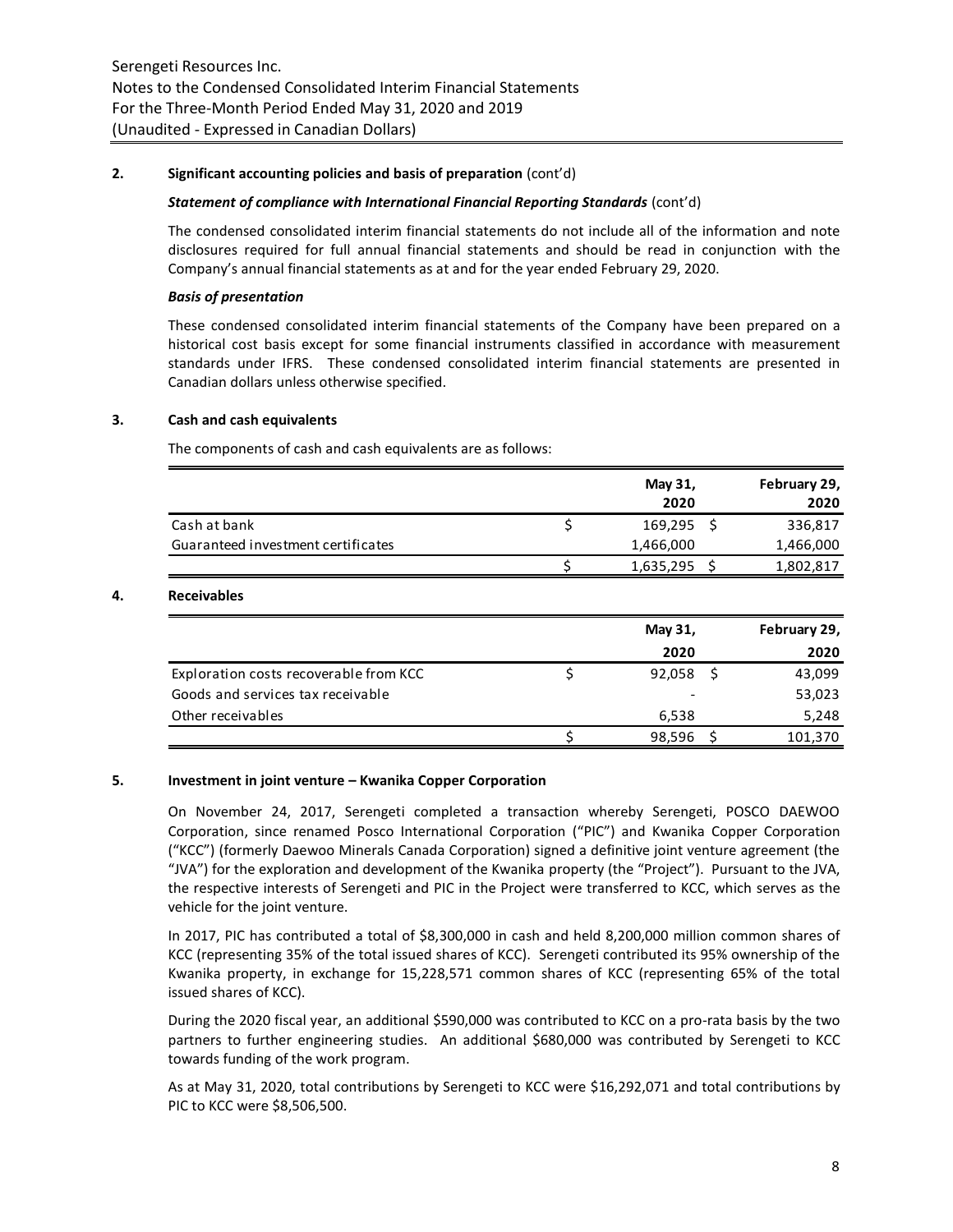## 2. Significant accounting policies and basis of preparation (cont'd)

### *Statement of compliance with International Financial Reporting Standards* (cont'd)

The condensed consolidated interim financial statements do not include all of the information and note disclosures required for full annual financial statements and should be read in conjunction with the Company's annual financial statements as at and for the year ended February 29, 2020.

### *Basis of presentation*

These condensed consolidated interim financial statements of the Company have been prepared on a historical cost basis except for some financial instruments classified in accordance with measurement standards under IFRS. These condensed consolidated interim financial statements are presented in Canadian dollars unless otherwise specified.

## 3. Cash and cash equivalents

The components of cash and cash equivalents are as follows:

| | May 31, 2020 | February 29, 2020 |
|---|---|---|
| Cash at bank | $ 169,295 | $ 336,817 |
| Guaranteed investment certificates | 1,466,000 | 1,466,000 |
| | $ 1,635,295 | $ 1,802,817 |

## 4. Receivables

| | May 31, 2020 | February 29, 2020 |
|---|---|---|
| Exploration costs recoverable from KCC | $ 92,058 | $ 43,099 |
| Goods and services tax receivable | - | 53,023 |
| Other receivables | 6,538 | 5,248 |
| | $ 98,596 | $ 101,370 |

## 5. Investment in joint venture – Kwanika Copper Corporation

On November 24, 2017, Serengeti completed a transaction whereby Serengeti, POSCO DAEWOO Corporation, since renamed Posco International Corporation ("PIC") and Kwanika Copper Corporation ("KCC") (formerly Daewoo Minerals Canada Corporation) signed a definitive joint venture agreement (the "JVA") for the exploration and development of the Kwanika property (the "Project"). Pursuant to the JVA, the respective interests of Serengeti and PIC in the Project were transferred to KCC, which serves as the vehicle for the joint venture.

In 2017, PIC has contributed a total of $8,300,000 in cash and held 8,200,000 million common shares of KCC (representing 35% of the total issued shares of KCC). Serengeti contributed its 95% ownership of the Kwanika property, in exchange for 15,228,571 common shares of KCC (representing 65% of the total issued shares of KCC).

During the 2020 fiscal year, an additional $590,000 was contributed to KCC on a pro-rata basis by the two partners to further engineering studies. An additional $680,000 was contributed by Serengeti to KCC towards funding of the work program.

As at May 31, 2020, total contributions by Serengeti to KCC were $16,292,071 and total contributions by PIC to KCC were $8,506,500.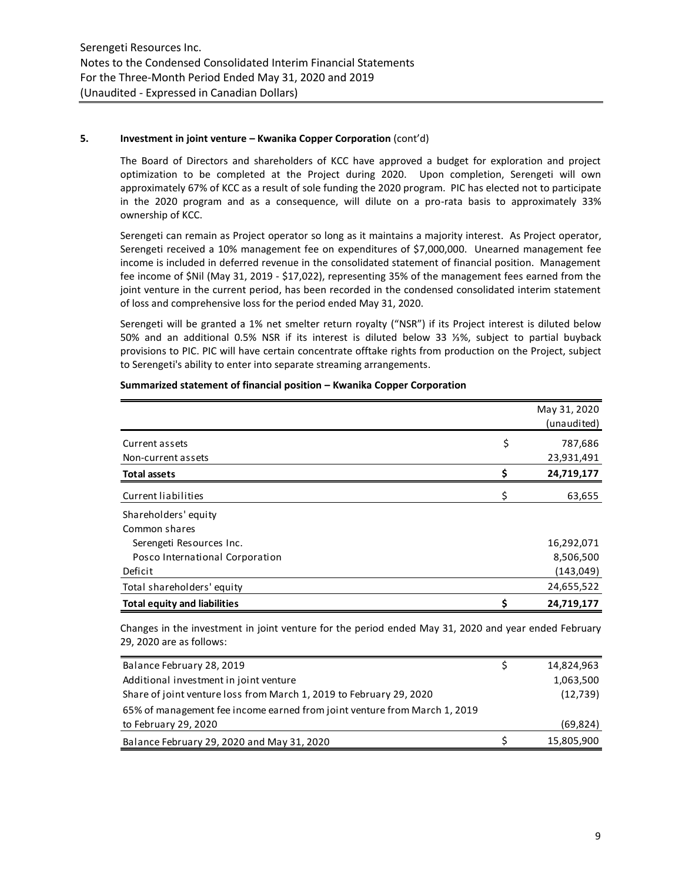### 5. Investment in joint venture – Kwanika Copper Corporation (cont'd)

The Board of Directors and shareholders of KCC have approved a budget for exploration and project optimization to be completed at the Project during 2020. Upon completion, Serengeti will own approximately 67% of KCC as a result of sole funding the 2020 program. PIC has elected not to participate in the 2020 program and as a consequence, will dilute on a pro-rata basis to approximately 33% ownership of KCC.

Serengeti can remain as Project operator so long as it maintains a majority interest. As Project operator, Serengeti received a 10% management fee on expenditures of $7,000,000. Unearned management fee income is included in deferred revenue in the consolidated statement of financial position. Management fee income of $Nil (May 31, 2019 - $17,022), representing 35% of the management fees earned from the joint venture in the current period, has been recorded in the condensed consolidated interim statement of loss and comprehensive loss for the period ended May 31, 2020.

Serengeti will be granted a 1% net smelter return royalty ("NSR") if its Project interest is diluted below 50% and an additional 0.5% NSR if its interest is diluted below 33 ⅓%, subject to partial buyback provisions to PIC. PIC will have certain concentrate offtake rights from production on the Project, subject to Serengeti's ability to enter into separate streaming arrangements.

**Summarized statement of financial position – Kwanika Copper Corporation**

| | | May 31, 2020 (unaudited) |
|---|---|---|
| Current assets | $ | 787,686 |
| Non-current assets | | 23,931,491 |
| **Total assets** | **$** | **24,719,177** |
| Current liabilities | $ | 63,655 |
| Shareholders' equity | | |
| Common shares | | |
| Serengeti Resources Inc. | | 16,292,071 |
| Posco International Corporation | | 8,506,500 |
| Deficit | | (143,049) |
| Total shareholders' equity | | 24,655,522 |
| **Total equity and liabilities** | **$** | **24,719,177** |

Changes in the investment in joint venture for the period ended May 31, 2020 and year ended February 29, 2020 are as follows:

| | | |
|---|---|---|
| Balance February 28, 2019 | $ | 14,824,963 |
| Additional investment in joint venture | | 1,063,500 |
| Share of joint venture loss from March 1, 2019 to February 29, 2020 | | (12,739) |
| 65% of management fee income earned from joint venture from March 1, 2019 to February 29, 2020 | | (69,824) |
| Balance February 29, 2020 and May 31, 2020 | $ | 15,805,900 |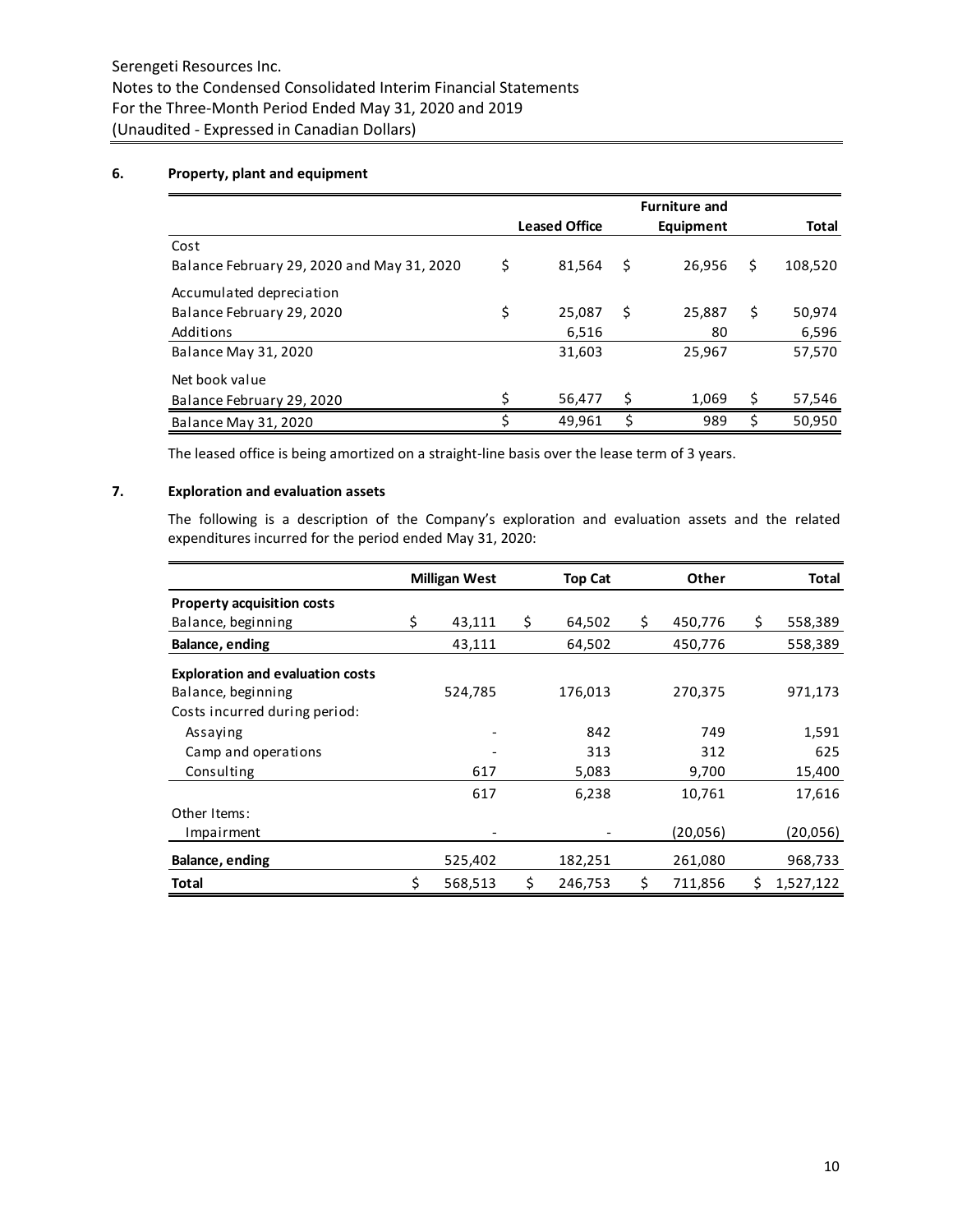Serengeti Resources Inc.
Notes to the Condensed Consolidated Interim Financial Statements
For the Three-Month Period Ended May 31, 2020 and 2019
(Unaudited - Expressed in Canadian Dollars)

## 6. Property, plant and equipment

| | Leased Office | Furniture and Equipment | Total |
|---|---|---|---|
| Cost | | | |
| Balance February 29, 2020 and May 31, 2020 | $ 81,564 | $ 26,956 | $ 108,520 |
| Accumulated depreciation | | | |
| Balance February 29, 2020 | $ 25,087 | $ 25,887 | $ 50,974 |
| Additions | 6,516 | 80 | 6,596 |
| Balance May 31, 2020 | 31,603 | 25,967 | 57,570 |
| Net book value | | | |
| Balance February 29, 2020 | $ 56,477 | $ 1,069 | $ 57,546 |
| Balance May 31, 2020 | $ 49,961 | $ 989 | $ 50,950 |

The leased office is being amortized on a straight-line basis over the lease term of 3 years.

## 7. Exploration and evaluation assets

The following is a description of the Company's exploration and evaluation assets and the related expenditures incurred for the period ended May 31, 2020:

| | Milligan West | Top Cat | Other | Total |
|---|---|---|---|---|
| **Property acquisition costs** | | | | |
| Balance, beginning | $ 43,111 | $ 64,502 | $ 450,776 | $ 558,389 |
| **Balance, ending** | 43,111 | 64,502 | 450,776 | 558,389 |
| **Exploration and evaluation costs** | | | | |
| Balance, beginning | 524,785 | 176,013 | 270,375 | 971,173 |
| Costs incurred during period: | | | | |
| Assaying | - | 842 | 749 | 1,591 |
| Camp and operations | - | 313 | 312 | 625 |
| Consulting | 617 | 5,083 | 9,700 | 15,400 |
| | 617 | 6,238 | 10,761 | 17,616 |
| Other Items: | | | | |
| Impairment | - | - | (20,056) | (20,056) |
| **Balance, ending** | 525,402 | 182,251 | 261,080 | 968,733 |
| **Total** | $ 568,513 | $ 246,753 | $ 711,856 | $ 1,527,122 |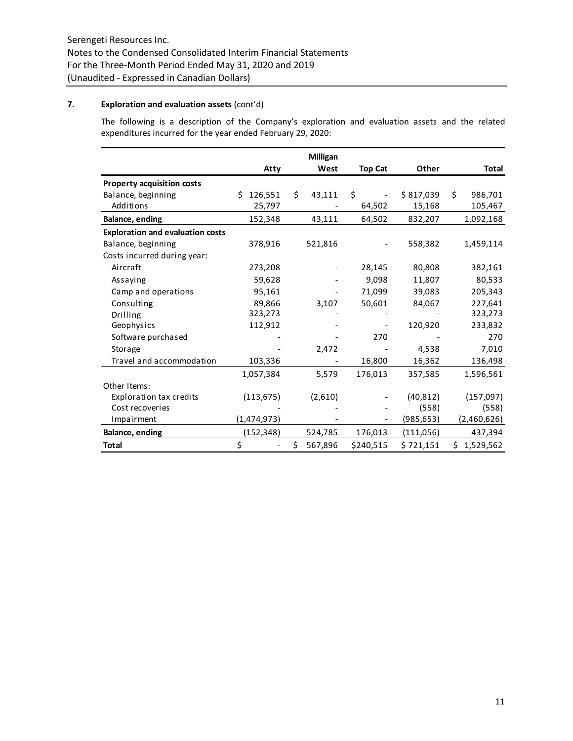Serengeti Resources Inc.
Notes to the Condensed Consolidated Interim Financial Statements
For the Three-Month Period Ended May 31, 2020 and 2019
(Unaudited - Expressed in Canadian Dollars)

## 7. Exploration and evaluation assets (cont'd)

The following is a description of the Company's exploration and evaluation assets and the related expenditures incurred for the year ended February 29, 2020:

| | Atty | Milligan West | Top Cat | Other | Total |
|---|---|---|---|---|---|
| **Property acquisition costs** | | | | | |
| Balance, beginning | $ 126,551 | $ 43,111 | $ - | $ 817,039 | $ 986,701 |
| Additions | 25,797 | - | 64,502 | 15,168 | 105,467 |
| **Balance, ending** | 152,348 | 43,111 | 64,502 | 832,207 | 1,092,168 |
| **Exploration and evaluation costs** | | | | | |
| Balance, beginning | 378,916 | 521,816 | - | 558,382 | 1,459,114 |
| Costs incurred during year: | | | | | |
| Aircraft | 273,208 | - | 28,145 | 80,808 | 382,161 |
| Assaying | 59,628 | - | 9,098 | 11,807 | 80,533 |
| Camp and operations | 95,161 | - | 71,099 | 39,083 | 205,343 |
| Consulting | 89,866 | 3,107 | 50,601 | 84,067 | 227,641 |
| Drilling | 323,273 | - | - | - | 323,273 |
| Geophysics | 112,912 | - | - | 120,920 | 233,832 |
| Software purchased | - | - | 270 | - | 270 |
| Storage | - | 2,472 | - | 4,538 | 7,010 |
| Travel and accommodation | 103,336 | - | 16,800 | 16,362 | 136,498 |
| | 1,057,384 | 5,579 | 176,013 | 357,585 | 1,596,561 |
| Other Items: | | | | | |
| Exploration tax credits | (113,675) | (2,610) | - | (40,812) | (157,097) |
| Cost recoveries | - | - | - | (558) | (558) |
| Impairment | (1,474,973) | - | - | (985,653) | (2,460,626) |
| **Balance, ending** | (152,348) | 524,785 | 176,013 | (111,056) | 437,394 |
| **Total** | $ - | $ 567,896 | $240,515 | $ 721,151 | $ 1,529,562 |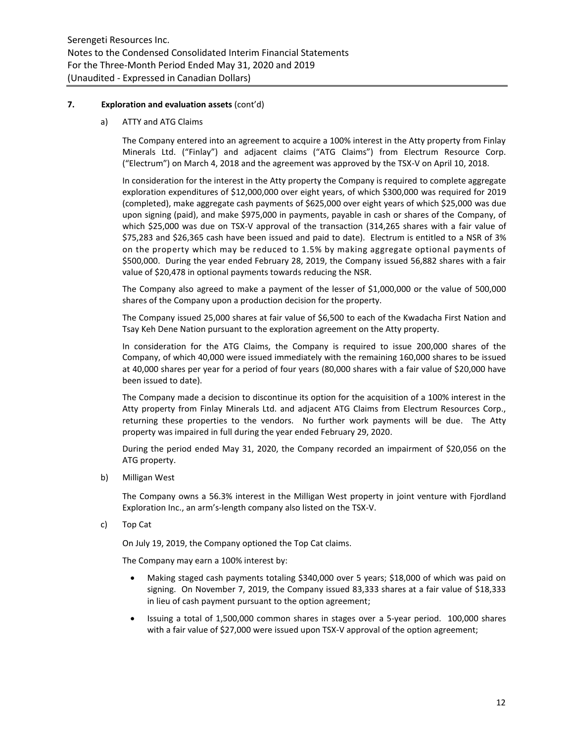**7. Exploration and evaluation assets** (cont'd)

a) ATTY and ATG Claims

The Company entered into an agreement to acquire a 100% interest in the Atty property from Finlay Minerals Ltd. ("Finlay") and adjacent claims ("ATG Claims") from Electrum Resource Corp. ("Electrum") on March 4, 2018 and the agreement was approved by the TSX-V on April 10, 2018.

In consideration for the interest in the Atty property the Company is required to complete aggregate exploration expenditures of $12,000,000 over eight years, of which $300,000 was required for 2019 (completed), make aggregate cash payments of $625,000 over eight years of which $25,000 was due upon signing (paid), and make $975,000 in payments, payable in cash or shares of the Company, of which $25,000 was due on TSX-V approval of the transaction (314,265 shares with a fair value of $75,283 and $26,365 cash have been issued and paid to date). Electrum is entitled to a NSR of 3% on the property which may be reduced to 1.5% by making aggregate optional payments of $500,000. During the year ended February 28, 2019, the Company issued 56,882 shares with a fair value of $20,478 in optional payments towards reducing the NSR.

The Company also agreed to make a payment of the lesser of $1,000,000 or the value of 500,000 shares of the Company upon a production decision for the property.

The Company issued 25,000 shares at fair value of $6,500 to each of the Kwadacha First Nation and Tsay Keh Dene Nation pursuant to the exploration agreement on the Atty property.

In consideration for the ATG Claims, the Company is required to issue 200,000 shares of the Company, of which 40,000 were issued immediately with the remaining 160,000 shares to be issued at 40,000 shares per year for a period of four years (80,000 shares with a fair value of $20,000 have been issued to date).

The Company made a decision to discontinue its option for the acquisition of a 100% interest in the Atty property from Finlay Minerals Ltd. and adjacent ATG Claims from Electrum Resources Corp., returning these properties to the vendors. No further work payments will be due. The Atty property was impaired in full during the year ended February 29, 2020.

During the period ended May 31, 2020, the Company recorded an impairment of $20,056 on the ATG property.

b) Milligan West

The Company owns a 56.3% interest in the Milligan West property in joint venture with Fjordland Exploration Inc., an arm's-length company also listed on the TSX-V.

c) Top Cat

On July 19, 2019, the Company optioned the Top Cat claims.

The Company may earn a 100% interest by:

- Making staged cash payments totaling $340,000 over 5 years; $18,000 of which was paid on signing. On November 7, 2019, the Company issued 83,333 shares at a fair value of $18,333 in lieu of cash payment pursuant to the option agreement;
- Issuing a total of 1,500,000 common shares in stages over a 5-year period. 100,000 shares with a fair value of $27,000 were issued upon TSX-V approval of the option agreement;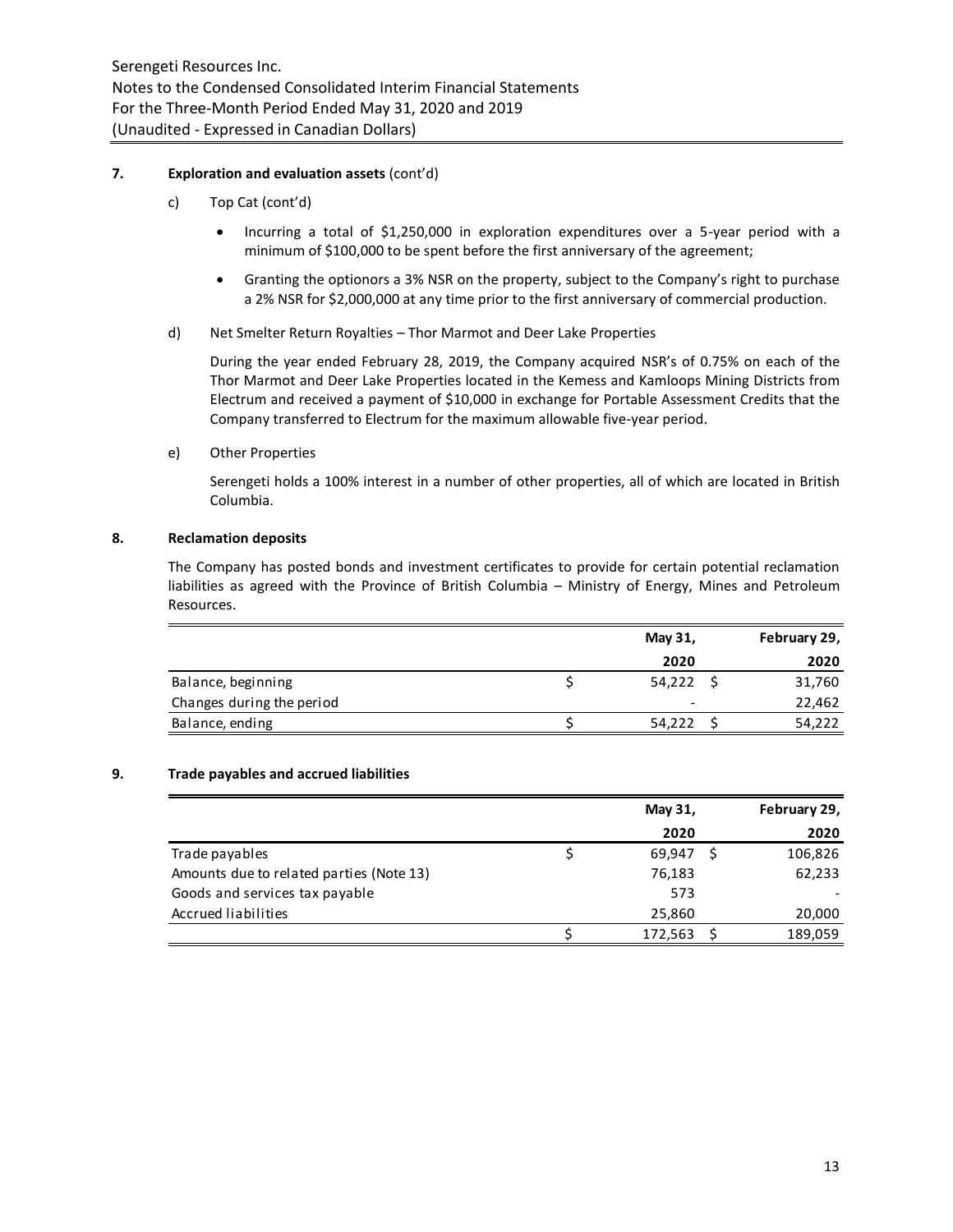## 7. Exploration and evaluation assets (cont'd)

c) Top Cat (cont'd)

- Incurring a total of $1,250,000 in exploration expenditures over a 5-year period with a minimum of $100,000 to be spent before the first anniversary of the agreement;
- Granting the optionors a 3% NSR on the property, subject to the Company's right to purchase a 2% NSR for $2,000,000 at any time prior to the first anniversary of commercial production.

d) Net Smelter Return Royalties – Thor Marmot and Deer Lake Properties

During the year ended February 28, 2019, the Company acquired NSR's of 0.75% on each of the Thor Marmot and Deer Lake Properties located in the Kemess and Kamloops Mining Districts from Electrum and received a payment of $10,000 in exchange for Portable Assessment Credits that the Company transferred to Electrum for the maximum allowable five-year period.

e) Other Properties

Serengeti holds a 100% interest in a number of other properties, all of which are located in British Columbia.

## 8. Reclamation deposits

The Company has posted bonds and investment certificates to provide for certain potential reclamation liabilities as agreed with the Province of British Columbia – Ministry of Energy, Mines and Petroleum Resources.

| | May 31, 2020 | February 29, 2020 |
|---|---|---|
| Balance, beginning | $ 54,222 | $ 31,760 |
| Changes during the period | - | 22,462 |
| Balance, ending | $ 54,222 | $ 54,222 |

## 9. Trade payables and accrued liabilities

| | May 31, 2020 | February 29, 2020 |
|---|---|---|
| Trade payables | $ 69,947 | $ 106,826 |
| Amounts due to related parties (Note 13) | 76,183 | 62,233 |
| Goods and services tax payable | 573 | - |
| Accrued liabilities | 25,860 | 20,000 |
| | $ 172,563 | $ 189,059 |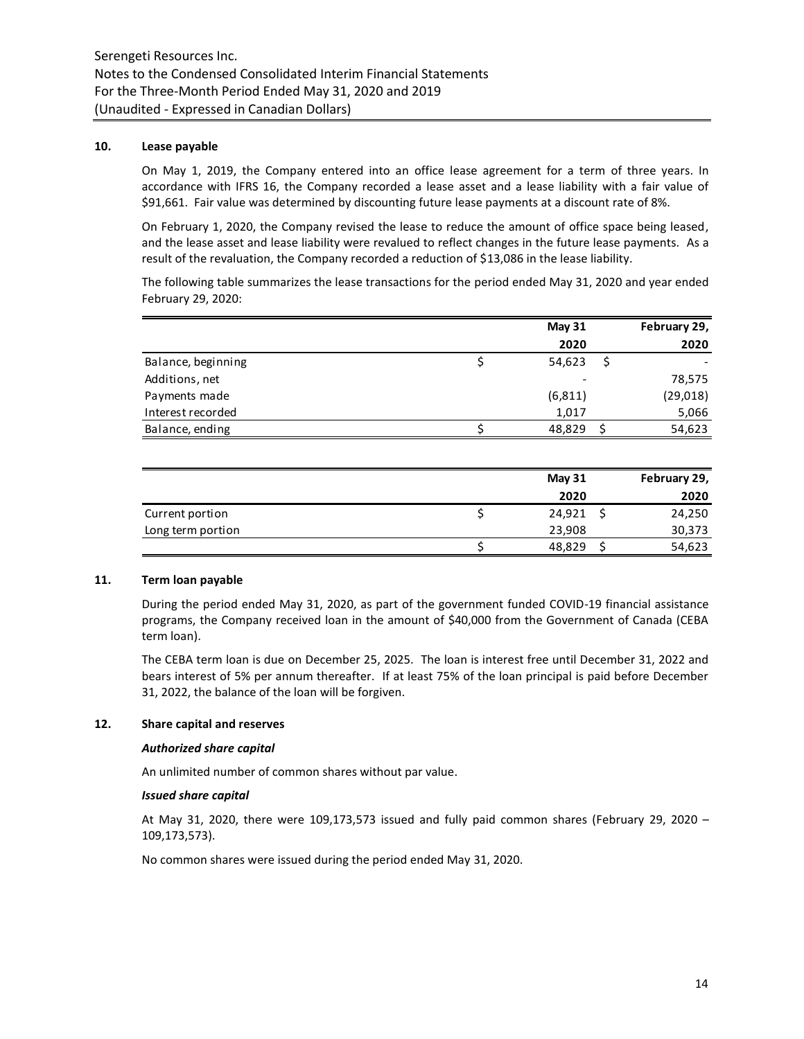## 10. Lease payable

On May 1, 2019, the Company entered into an office lease agreement for a term of three years. In accordance with IFRS 16, the Company recorded a lease asset and a lease liability with a fair value of $91,661. Fair value was determined by discounting future lease payments at a discount rate of 8%.

On February 1, 2020, the Company revised the lease to reduce the amount of office space being leased, and the lease asset and lease liability were revalued to reflect changes in the future lease payments. As a result of the revaluation, the Company recorded a reduction of $13,086 in the lease liability.

The following table summarizes the lease transactions for the period ended May 31, 2020 and year ended February 29, 2020:

| | May 31 2020 | February 29, 2020 |
|---|---|---|
| Balance, beginning | $ 54,623 | $ - |
| Additions, net | - | 78,575 |
| Payments made | (6,811) | (29,018) |
| Interest recorded | 1,017 | 5,066 |
| Balance, ending | $ 48,829 | $ 54,623 |

| | May 31 2020 | February 29, 2020 |
|---|---|---|
| Current portion | $ 24,921 | $ 24,250 |
| Long term portion | 23,908 | 30,373 |
| | $ 48,829 | $ 54,623 |

## 11. Term loan payable

During the period ended May 31, 2020, as part of the government funded COVID-19 financial assistance programs, the Company received loan in the amount of $40,000 from the Government of Canada (CEBA term loan).

The CEBA term loan is due on December 25, 2025. The loan is interest free until December 31, 2022 and bears interest of 5% per annum thereafter. If at least 75% of the loan principal is paid before December 31, 2022, the balance of the loan will be forgiven.

## 12. Share capital and reserves

### *Authorized share capital*

An unlimited number of common shares without par value.

### *Issued share capital*

At May 31, 2020, there were 109,173,573 issued and fully paid common shares (February 29, 2020 – 109,173,573).

No common shares were issued during the period ended May 31, 2020.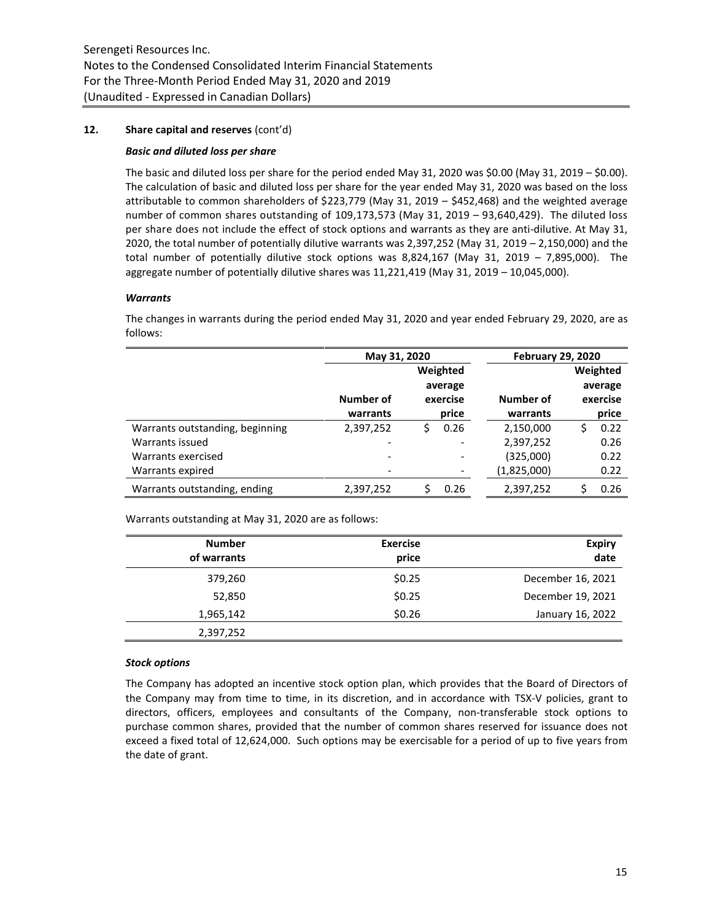## 12. Share capital and reserves (cont'd)

### *Basic and diluted loss per share*

The basic and diluted loss per share for the period ended May 31, 2020 was $0.00 (May 31, 2019 – $0.00). The calculation of basic and diluted loss per share for the year ended May 31, 2020 was based on the loss attributable to common shareholders of $223,779 (May 31, 2019 – $452,468) and the weighted average number of common shares outstanding of 109,173,573 (May 31, 2019 – 93,640,429). The diluted loss per share does not include the effect of stock options and warrants as they are anti-dilutive. At May 31, 2020, the total number of potentially dilutive warrants was 2,397,252 (May 31, 2019 – 2,150,000) and the total number of potentially dilutive stock options was 8,824,167 (May 31, 2019 – 7,895,000). The aggregate number of potentially dilutive shares was 11,221,419 (May 31, 2019 – 10,045,000).

### *Warrants*

The changes in warrants during the period ended May 31, 2020 and year ended February 29, 2020, are as follows:

| | May 31, 2020 | | February 29, 2020 | |
|---|---|---|---|---|
| | Number of warrants | Weighted average exercise price | Number of warrants | Weighted average exercise price |
| Warrants outstanding, beginning | 2,397,252 | $ 0.26 | 2,150,000 | $ 0.22 |
| Warrants issued | - | - | 2,397,252 | 0.26 |
| Warrants exercised | - | - | (325,000) | 0.22 |
| Warrants expired | - | - | (1,825,000) | 0.22 |
| Warrants outstanding, ending | 2,397,252 | $ 0.26 | 2,397,252 | $ 0.26 |

Warrants outstanding at May 31, 2020 are as follows:

| Number of warrants | Exercise price | Expiry date |
|---|---|---|
| 379,260 | $0.25 | December 16, 2021 |
| 52,850 | $0.25 | December 19, 2021 |
| 1,965,142 | $0.26 | January 16, 2022 |
| 2,397,252 | | |

### *Stock options*

The Company has adopted an incentive stock option plan, which provides that the Board of Directors of the Company may from time to time, in its discretion, and in accordance with TSX-V policies, grant to directors, officers, employees and consultants of the Company, non-transferable stock options to purchase common shares, provided that the number of common shares reserved for issuance does not exceed a fixed total of 12,624,000. Such options may be exercisable for a period of up to five years from the date of grant.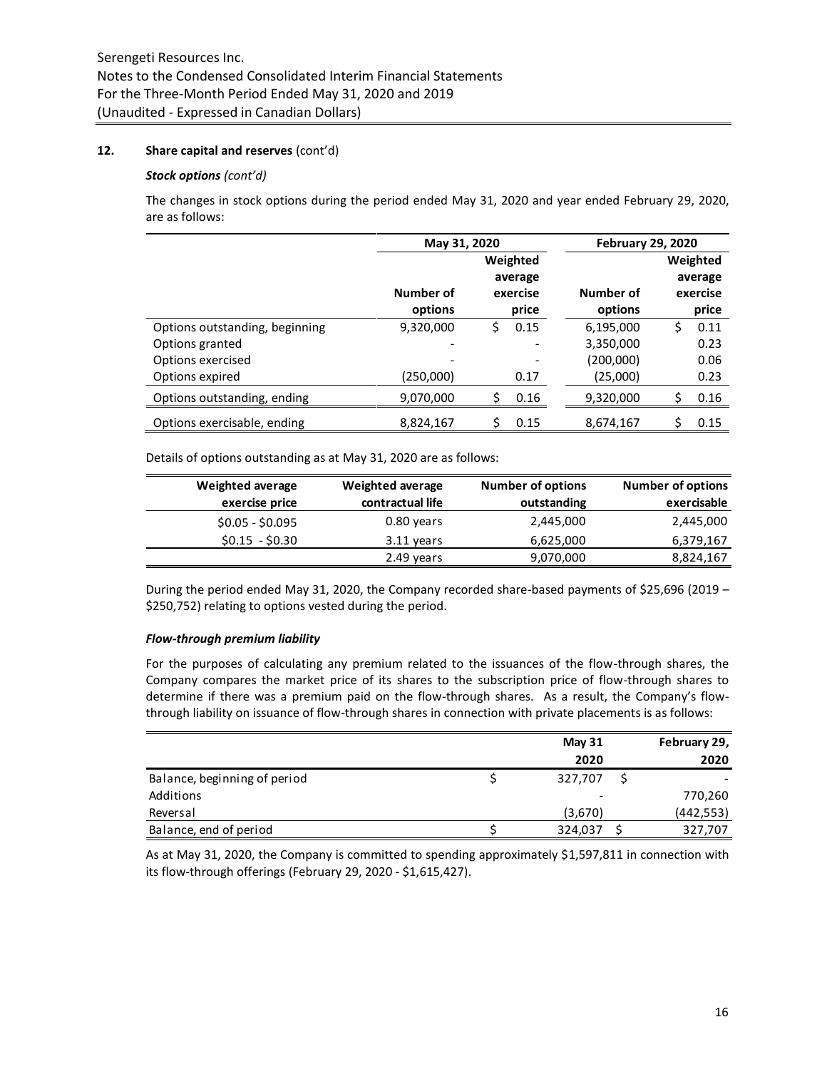## 12. Share capital and reserves (cont'd)

### *Stock options (cont'd)*

The changes in stock options during the period ended May 31, 2020 and year ended February 29, 2020, are as follows:

| | May 31, 2020 | | February 29, 2020 | |
|---|---|---|---|---|
| | Number of options | Weighted average exercise price | Number of options | Weighted average exercise price |
| Options outstanding, beginning | 9,320,000 | $ 0.15 | 6,195,000 | $ 0.11 |
| Options granted | - | - | 3,350,000 | 0.23 |
| Options exercised | - | - | (200,000) | 0.06 |
| Options expired | (250,000) | 0.17 | (25,000) | 0.23 |
| Options outstanding, ending | 9,070,000 | $ 0.16 | 9,320,000 | $ 0.16 |
| Options exercisable, ending | 8,824,167 | $ 0.15 | 8,674,167 | $ 0.15 |

Details of options outstanding as at May 31, 2020 are as follows:

| Weighted average exercise price | Weighted average contractual life | Number of options outstanding | Number of options exercisable |
|---|---|---|---|
| $0.05 - $0.095 | 0.80 years | 2,445,000 | 2,445,000 |
| $0.15 - $0.30 | 3.11 years | 6,625,000 | 6,379,167 |
| | 2.49 years | 9,070,000 | 8,824,167 |

During the period ended May 31, 2020, the Company recorded share-based payments of $25,696 (2019 – $250,752) relating to options vested during the period.

### *Flow-through premium liability*

For the purposes of calculating any premium related to the issuances of the flow-through shares, the Company compares the market price of its shares to the subscription price of flow-through shares to determine if there was a premium paid on the flow-through shares. As a result, the Company's flow-through liability on issuance of flow-through shares in connection with private placements is as follows:

| | May 31 2020 | February 29, 2020 |
|---|---|---|
| Balance, beginning of period | $ 327,707 | $ - |
| Additions | - | 770,260 |
| Reversal | (3,670) | (442,553) |
| Balance, end of period | $ 324,037 | $ 327,707 |

As at May 31, 2020, the Company is committed to spending approximately $1,597,811 in connection with its flow-through offerings (February 29, 2020 - $1,615,427).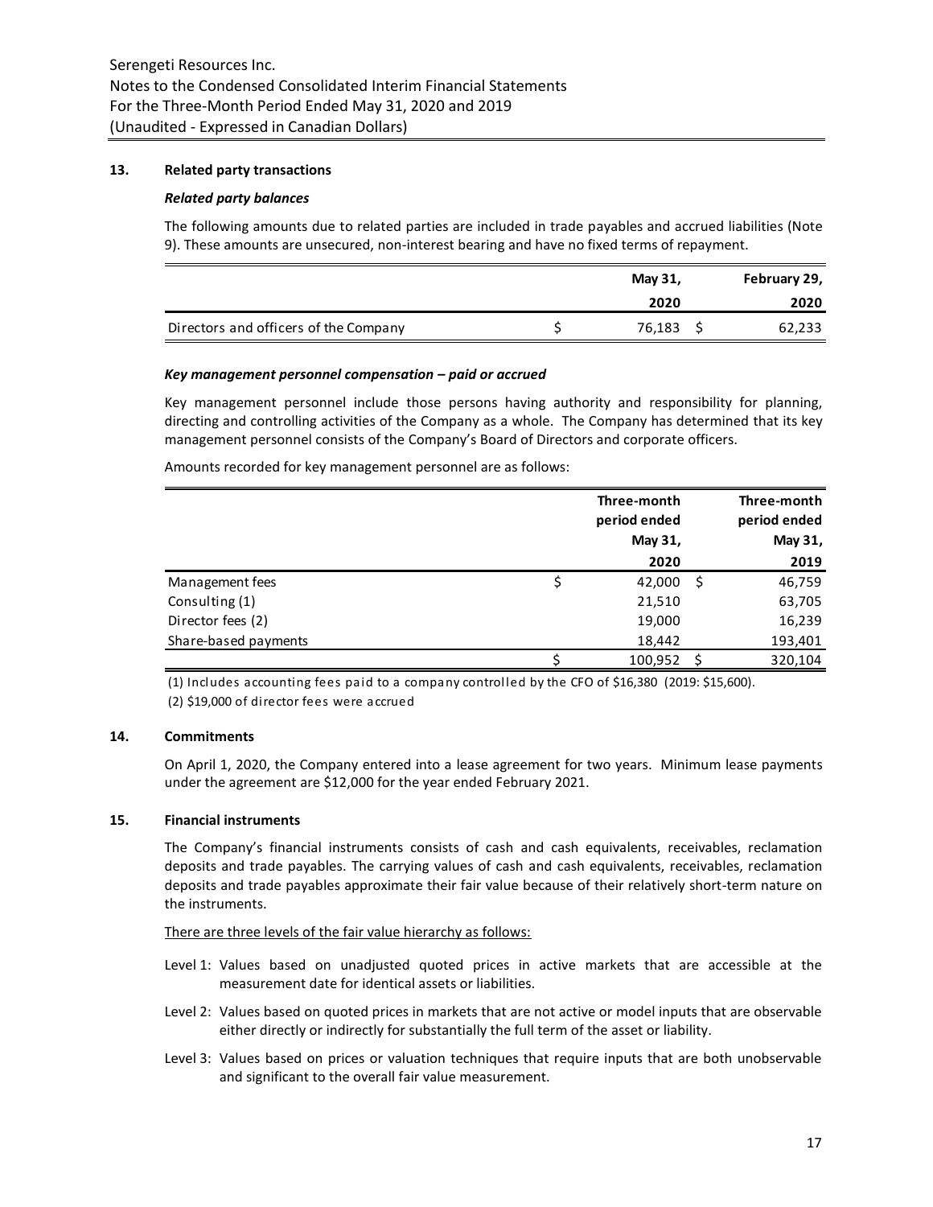## 13. Related party transactions

### *Related party balances*

The following amounts due to related parties are included in trade payables and accrued liabilities (Note 9). These amounts are unsecured, non-interest bearing and have no fixed terms of repayment.

| | May 31, 2020 | February 29, 2020 |
|---|---|---|
| Directors and officers of the Company | $ 76,183 | $ 62,233 |

### *Key management personnel compensation – paid or accrued*

Key management personnel include those persons having authority and responsibility for planning, directing and controlling activities of the Company as a whole. The Company has determined that its key management personnel consists of the Company's Board of Directors and corporate officers.

Amounts recorded for key management personnel are as follows:

| | Three-month period ended May 31, 2020 | Three-month period ended May 31, 2019 |
|---|---|---|
| Management fees | $ 42,000 | $ 46,759 |
| Consulting (1) | 21,510 | 63,705 |
| Director fees (2) | 19,000 | 16,239 |
| Share-based payments | 18,442 | 193,401 |
| | $ 100,952 | $ 320,104 |

(1) Includes accounting fees paid to a company controlled by the CFO of $16,380 (2019: $15,600).

(2) $19,000 of director fees were accrued

## 14. Commitments

On April 1, 2020, the Company entered into a lease agreement for two years. Minimum lease payments under the agreement are $12,000 for the year ended February 2021.

## 15. Financial instruments

The Company's financial instruments consists of cash and cash equivalents, receivables, reclamation deposits and trade payables. The carrying values of cash and cash equivalents, receivables, reclamation deposits and trade payables approximate their fair value because of their relatively short-term nature on the instruments.

There are three levels of the fair value hierarchy as follows:

- Level 1: Values based on unadjusted quoted prices in active markets that are accessible at the measurement date for identical assets or liabilities.
- Level 2: Values based on quoted prices in markets that are not active or model inputs that are observable either directly or indirectly for substantially the full term of the asset or liability.
- Level 3: Values based on prices or valuation techniques that require inputs that are both unobservable and significant to the overall fair value measurement.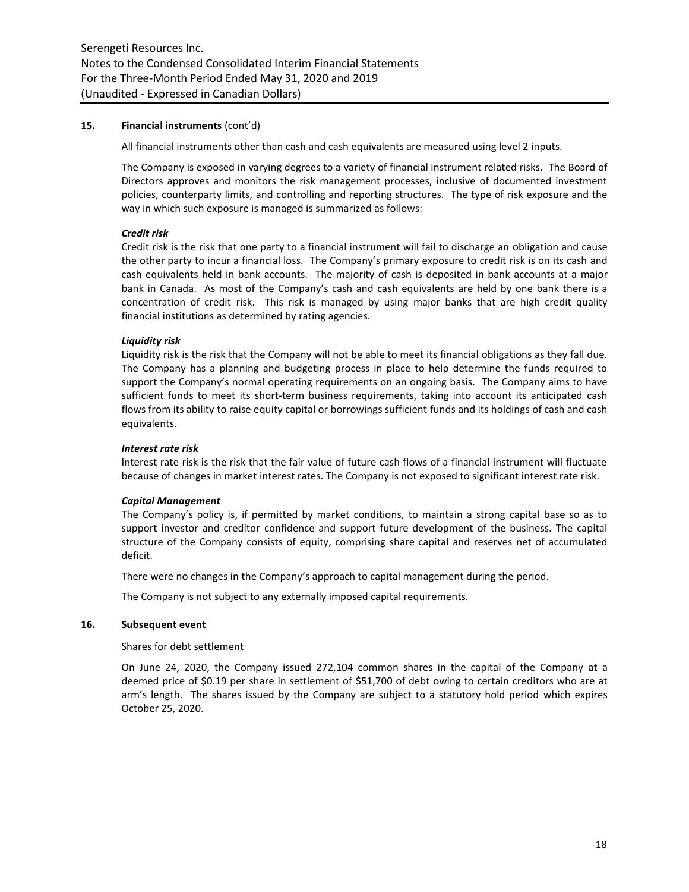## 15. Financial instruments (cont'd)

All financial instruments other than cash and cash equivalents are measured using level 2 inputs.

The Company is exposed in varying degrees to a variety of financial instrument related risks. The Board of Directors approves and monitors the risk management processes, inclusive of documented investment policies, counterparty limits, and controlling and reporting structures. The type of risk exposure and the way in which such exposure is managed is summarized as follows:

***Credit risk***

Credit risk is the risk that one party to a financial instrument will fail to discharge an obligation and cause the other party to incur a financial loss. The Company's primary exposure to credit risk is on its cash and cash equivalents held in bank accounts. The majority of cash is deposited in bank accounts at a major bank in Canada. As most of the Company's cash and cash equivalents are held by one bank there is a concentration of credit risk. This risk is managed by using major banks that are high credit quality financial institutions as determined by rating agencies.

***Liquidity risk***

Liquidity risk is the risk that the Company will not be able to meet its financial obligations as they fall due. The Company has a planning and budgeting process in place to help determine the funds required to support the Company's normal operating requirements on an ongoing basis. The Company aims to have sufficient funds to meet its short-term business requirements, taking into account its anticipated cash flows from its ability to raise equity capital or borrowings sufficient funds and its holdings of cash and cash equivalents.

***Interest rate risk***

Interest rate risk is the risk that the fair value of future cash flows of a financial instrument will fluctuate because of changes in market interest rates. The Company is not exposed to significant interest rate risk.

***Capital Management***

The Company's policy is, if permitted by market conditions, to maintain a strong capital base so as to support investor and creditor confidence and support future development of the business. The capital structure of the Company consists of equity, comprising share capital and reserves net of accumulated deficit.

There were no changes in the Company's approach to capital management during the period.

The Company is not subject to any externally imposed capital requirements.

## 16. Subsequent event

Shares for debt settlement

On June 24, 2020, the Company issued 272,104 common shares in the capital of the Company at a deemed price of $0.19 per share in settlement of $51,700 of debt owing to certain creditors who are at arm's length. The shares issued by the Company are subject to a statutory hold period which expires October 25, 2020.